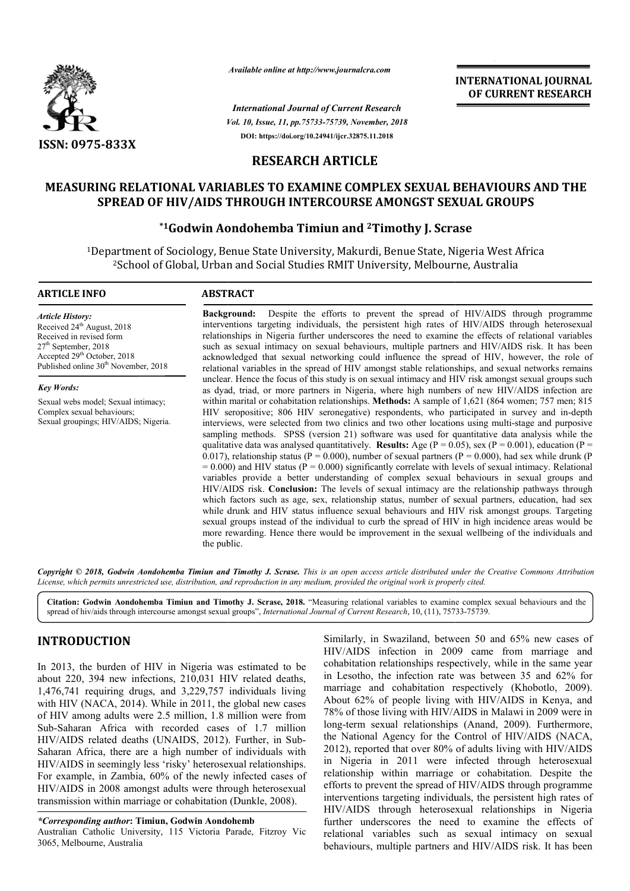*Available online at http://www.journalcra.com*

*International Journal of Current Research*
*Vol. 10, Issue, 11, pp.75733-75739, November, 2018*
DOI: https://doi.org/10.24941/ijcr.32875.11.2018

**INTERNATIONAL JOURNAL OF CURRENT RESEARCH**

ISSN: 0975-833X

**RESEARCH ARTICLE**

# MEASURING RELATIONAL VARIABLES TO EXAMINE COMPLEX SEXUAL BEHAVIOURS AND THE SPREAD OF HIV/AIDS THROUGH INTERCOURSE AMONGST SEXUAL GROUPS

**\*[1]Godwin Aondohemba Timiun and [2]Timothy J. Scrase**

[1]Department of Sociology, Benue State University, Makurdi, Benue State, Nigeria West Africa
[2]School of Global, Urban and Social Studies RMIT University, Melbourne, Australia

**ARTICLE INFO**

*Article History:*
Received 24th August, 2018
Received in revised form
27th September, 2018
Accepted 29th October, 2018
Published online 30th November, 2018

*Key Words:*
Sexual webs model; Sexual intimacy; Complex sexual behaviours; Sexual groupings; HIV/AIDS; Nigeria.

**ABSTRACT**

**Background:** Despite the efforts to prevent the spread of HIV/AIDS through programme interventions targeting individuals, the persistent high rates of HIV/AIDS through heterosexual relationships in Nigeria further underscores the need to examine the effects of relational variables such as sexual intimacy on sexual behaviours, multiple partners and HIV/AIDS risk. It has been acknowledged that sexual networking could influence the spread of HIV, however, the role of relational variables in the spread of HIV amongst stable relationships, and sexual networks remains unclear. Hence the focus of this study is on sexual intimacy and HIV risk amongst sexual groups such as dyad, triad, or more partners in Nigeria, where high numbers of new HIV/AIDS infection are within marital or cohabitation relationships. **Methods:** A sample of 1,621 (864 women; 757 men; 815 HIV seropositive; 806 HIV seronegative) respondents, who participated in survey and in-depth interviews, were selected from two clinics and two other locations using multi-stage and purposive sampling methods. SPSS (version 21) software was used for quantitative data analysis while the qualitative data was analysed quantitatively. **Results:** Age ($P = 0.05$), sex ($P = 0.001$), education ($P = 0.017$), relationship status ($P = 0.000$), number of sexual partners ($P = 0.000$), had sex while drunk ($P = 0.000$) and HIV status ($P = 0.000$) significantly correlate with levels of sexual intimacy. Relational variables provide a better understanding of complex sexual behaviours in sexual groups and HIV/AIDS risk. **Conclusion:** The levels of sexual intimacy are the relationship pathways through which factors such as age, sex, relationship status, number of sexual partners, education, had sex while drunk and HIV status influence sexual behaviours and HIV risk amongst groups. Targeting sexual groups instead of the individual to curb the spread of HIV in high incidence areas would be more rewarding. Hence there would be improvement in the sexual wellbeing of the individuals and the public.

*Copyright © 2018, Godwin Aondohemba Timiun and Timothy J. Scrase. This is an open access article distributed under the Creative Commons Attribution License, which permits unrestricted use, distribution, and reproduction in any medium, provided the original work is properly cited.*

**Citation: Godwin Aondohemba Timiun and Timothy J. Scrase, 2018.** "Measuring relational variables to examine complex sexual behaviours and the spread of hiv/aids through intercourse amongst sexual groups", *International Journal of Current Research*, 10, (11), 75733-75739.

## INTRODUCTION

In 2013, the burden of HIV in Nigeria was estimated to be about 220, 394 new infections, 210,031 HIV related deaths, 1,476,741 requiring drugs, and 3,229,757 individuals living with HIV (NACA, 2014). While in 2011, the global new cases of HIV among adults were 2.5 million, 1.8 million were from Sub-Saharan Africa with recorded cases of 1.7 million HIV/AIDS related deaths (UNAIDS, 2012). Further, in Sub-Saharan Africa, there are a high number of individuals with HIV/AIDS in seemingly less 'risky' heterosexual relationships. For example, in Zambia, 60% of the newly infected cases of HIV/AIDS in 2008 amongst adults were through heterosexual transmission within marriage or cohabitation (Dunkle, 2008). Similarly, in Swaziland, between 50 and 65% new cases of HIV/AIDS infection in 2009 came from marriage and cohabitation relationships respectively, while in the same year in Lesotho, the infection rate was between 35 and 62% for marriage and cohabitation respectively (Khobotlo, 2009). About 62% of people living with HIV/AIDS in Kenya, and 78% of those living with HIV/AIDS in Malawi in 2009 were in long-term sexual relationships (Anand, 2009). Furthermore, the National Agency for the Control of HIV/AIDS (NACA, 2012), reported that over 80% of adults living with HIV/AIDS in Nigeria in 2011 were infected through heterosexual relationship within marriage or cohabitation. Despite the efforts to prevent the spread of HIV/AIDS through programme interventions targeting individuals, the persistent high rates of HIV/AIDS through heterosexual relationships in Nigeria further underscores the need to examine the effects of relational variables such as sexual intimacy on sexual behaviours, multiple partners and HIV/AIDS risk. It has been

*\*Corresponding author:* **Timiun, Godwin Aondohemb**
Australian Catholic University, 115 Victoria Parade, Fitzroy Vic 3065, Melbourne, Australia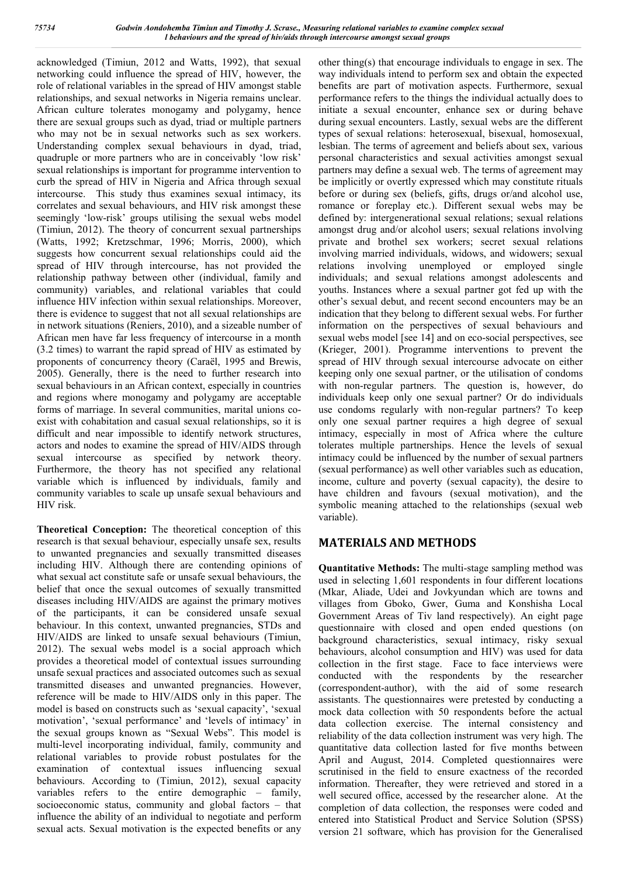acknowledged (Timiun, 2012 and Watts, 1992), that sexual networking could influence the spread of HIV, however, the role of relational variables in the spread of HIV amongst stable relationships, and sexual networks in Nigeria remains unclear. African culture tolerates monogamy and polygamy, hence there are sexual groups such as dyad, triad or multiple partners who may not be in sexual networks such as sex workers. Understanding complex sexual behaviours in dyad, triad, quadruple or more partners who are in conceivably 'low risk' sexual relationships is important for programme intervention to curb the spread of HIV in Nigeria and Africa through sexual intercourse. This study thus examines sexual intimacy, its correlates and sexual behaviours, and HIV risk amongst these seemingly 'low-risk' groups utilising the sexual webs model (Timiun, 2012). The theory of concurrent sexual partnerships (Watts, 1992; Kretzschmar, 1996; Morris, 2000), which suggests how concurrent sexual relationships could aid the spread of HIV through intercourse, has not provided the relationship pathway between other (individual, family and community) variables, and relational variables that could influence HIV infection within sexual relationships. Moreover, there is evidence to suggest that not all sexual relationships are in network situations (Reniers, 2010), and a sizeable number of African men have far less frequency of intercourse in a month (3.2 times) to warrant the rapid spread of HIV as estimated by proponents of concurrency theory (Caraël, 1995 and Brewis, 2005). Generally, there is the need to further research into sexual behaviours in an African context, especially in countries and regions where monogamy and polygamy are acceptable forms of marriage. In several communities, marital unions co-exist with cohabitation and casual sexual relationships, so it is difficult and near impossible to identify network structures, actors and nodes to examine the spread of HIV/AIDS through sexual intercourse as specified by network theory. Furthermore, the theory has not specified any relational variable which is influenced by individuals, family and community variables to scale up unsafe sexual behaviours and HIV risk.

**Theoretical Conception:** The theoretical conception of this research is that sexual behaviour, especially unsafe sex, results to unwanted pregnancies and sexually transmitted diseases including HIV. Although there are contending opinions of what sexual act constitute safe or unsafe sexual behaviours, the belief that once the sexual outcomes of sexually transmitted diseases including HIV/AIDS are against the primary motives of the participants, it can be considered unsafe sexual behaviour. In this context, unwanted pregnancies, STDs and HIV/AIDS are linked to unsafe sexual behaviours (Timiun, 2012). The sexual webs model is a social approach which provides a theoretical model of contextual issues surrounding unsafe sexual practices and associated outcomes such as sexual transmitted diseases and unwanted pregnancies. However, reference will be made to HIV/AIDS only in this paper. The model is based on constructs such as 'sexual capacity', 'sexual motivation', 'sexual performance' and 'levels of intimacy' in the sexual groups known as "Sexual Webs". This model is multi-level incorporating individual, family, community and relational variables to provide robust postulates for the examination of contextual issues influencing sexual behaviours. According to (Timiun, 2012), sexual capacity variables refers to the entire demographic – family, socioeconomic status, community and global factors – that influence the ability of an individual to negotiate and perform sexual acts. Sexual motivation is the expected benefits or any other thing(s) that encourage individuals to engage in sex. The way individuals intend to perform sex and obtain the expected benefits are part of motivation aspects. Furthermore, sexual performance refers to the things the individual actually does to initiate a sexual encounter, enhance sex or during behave during sexual encounters. Lastly, sexual webs are the different types of sexual relations: heterosexual, bisexual, homosexual, lesbian. The terms of agreement and beliefs about sex, various personal characteristics and sexual activities amongst sexual partners may define a sexual web. The terms of agreement may be implicitly or overtly expressed which may constitute rituals before or during sex (beliefs, gifts, drugs or/and alcohol use, romance or foreplay etc.). Different sexual webs may be defined by: intergenerational sexual relations; sexual relations amongst drug and/or alcohol users; sexual relations involving private and brothel sex workers; secret sexual relations involving married individuals, widows, and widowers; sexual relations involving unemployed or employed single individuals; and sexual relations amongst adolescents and youths. Instances where a sexual partner got fed up with the other's sexual debut, and recent second encounters may be an indication that they belong to different sexual webs. For further information on the perspectives of sexual behaviours and sexual webs model [see 14] and on eco-social perspectives, see (Krieger, 2001). Programme interventions to prevent the spread of HIV through sexual intercourse advocate on either keeping only one sexual partner, or the utilisation of condoms with non-regular partners. The question is, however, do individuals keep only one sexual partner? Or do individuals use condoms regularly with non-regular partners? To keep only one sexual partner requires a high degree of sexual intimacy, especially in most of Africa where the culture tolerates multiple partnerships. Hence the levels of sexual intimacy could be influenced by the number of sexual partners (sexual performance) as well other variables such as education, income, culture and poverty (sexual capacity), the desire to have children and favours (sexual motivation), and the symbolic meaning attached to the relationships (sexual web variable).

## MATERIALS AND METHODS

**Quantitative Methods:** The multi-stage sampling method was used in selecting 1,601 respondents in four different locations (Mkar, Aliade, Udei and Jovkyundan which are towns and villages from Gboko, Gwer, Guma and Konshisha Local Government Areas of Tiv land respectively). An eight page questionnaire with closed and open ended questions (on background characteristics, sexual intimacy, risky sexual behaviours, alcohol consumption and HIV) was used for data collection in the first stage. Face to face interviews were conducted with the respondents by the researcher (correspondent-author), with the aid of some research assistants. The questionnaires were pretested by conducting a mock data collection with 50 respondents before the actual data collection exercise. The internal consistency and reliability of the data collection instrument was very high. The quantitative data collection lasted for five months between April and August, 2014. Completed questionnaires were scrutinised in the field to ensure exactness of the recorded information. Thereafter, they were retrieved and stored in a well secured office, accessed by the researcher alone. At the completion of data collection, the responses were coded and entered into Statistical Product and Service Solution (SPSS) version 21 software, which has provision for the Generalised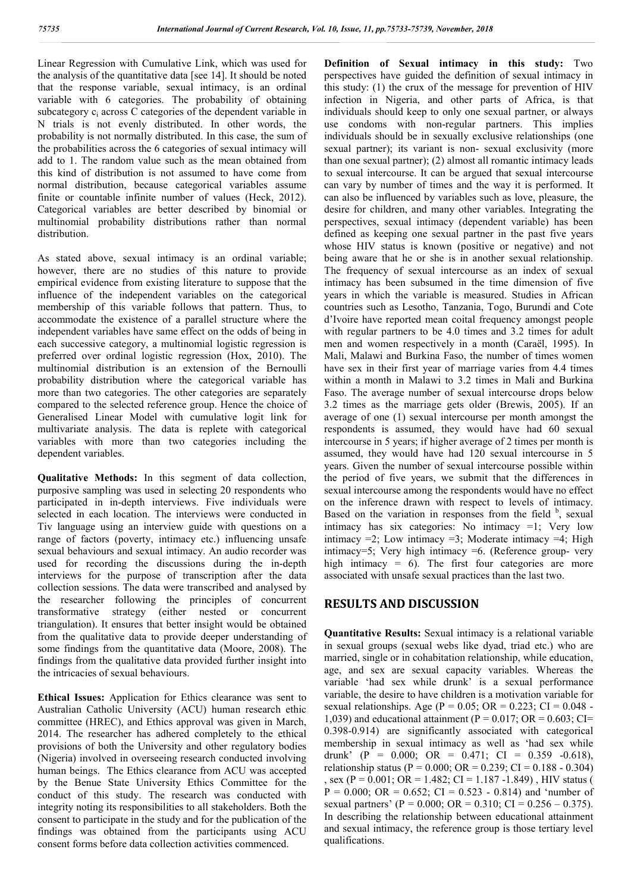Linear Regression with Cumulative Link, which was used for the analysis of the quantitative data [see 14]. It should be noted that the response variable, sexual intimacy, is an ordinal variable with 6 categories. The probability of obtaining subcategory $c_i$ across C categories of the dependent variable in N trials is not evenly distributed. In other words, the probability is not normally distributed. In this case, the sum of the probabilities across the 6 categories of sexual intimacy will add to 1. The random value such as the mean obtained from this kind of distribution is not assumed to have come from normal distribution, because categorical variables assume finite or countable infinite number of values (Heck, 2012). Categorical variables are better described by binomial or multinomial probability distributions rather than normal distribution.

As stated above, sexual intimacy is an ordinal variable; however, there are no studies of this nature to provide empirical evidence from existing literature to suppose that the influence of the independent variables on the categorical membership of this variable follows that pattern. Thus, to accommodate the existence of a parallel structure where the independent variables have same effect on the odds of being in each successive category, a multinomial logistic regression is preferred over ordinal logistic regression (Hox, 2010). The multinomial distribution is an extension of the Bernoulli probability distribution where the categorical variable has more than two categories. The other categories are separately compared to the selected reference group. Hence the choice of Generalised Linear Model with cumulative logit link for multivariate analysis. The data is replete with categorical variables with more than two categories including the dependent variables.

**Qualitative Methods:** In this segment of data collection, purposive sampling was used in selecting 20 respondents who participated in in-depth interviews. Five individuals were selected in each location. The interviews were conducted in Tiv language using an interview guide with questions on a range of factors (poverty, intimacy etc.) influencing unsafe sexual behaviours and sexual intimacy. An audio recorder was used for recording the discussions during the in-depth interviews for the purpose of transcription after the data collection sessions. The data were transcribed and analysed by the researcher following the principles of concurrent transformative strategy (either nested or concurrent triangulation). It ensures that better insight would be obtained from the qualitative data to provide deeper understanding of some findings from the quantitative data (Moore, 2008). The findings from the qualitative data provided further insight into the intricacies of sexual behaviours.

**Ethical Issues:** Application for Ethics clearance was sent to Australian Catholic University (ACU) human research ethic committee (HREC), and Ethics approval was given in March, 2014. The researcher has adhered completely to the ethical provisions of both the University and other regulatory bodies (Nigeria) involved in overseeing research conducted involving human beings. The Ethics clearance from ACU was accepted by the Benue State University Ethics Committee for the conduct of this study. The research was conducted with integrity noting its responsibilities to all stakeholders. Both the consent to participate in the study and for the publication of the findings was obtained from the participants using ACU consent forms before data collection activities commenced.

**Definition of Sexual intimacy in this study:** Two perspectives have guided the definition of sexual intimacy in this study: (1) the crux of the message for prevention of HIV infection in Nigeria, and other parts of Africa, is that individuals should keep to only one sexual partner, or always use condoms with non-regular partners. This implies individuals should be in sexually exclusive relationships (one sexual partner); its variant is non- sexual exclusivity (more than one sexual partner); (2) almost all romantic intimacy leads to sexual intercourse. It can be argued that sexual intercourse can vary by number of times and the way it is performed. It can also be influenced by variables such as love, pleasure, the desire for children, and many other variables. Integrating the perspectives, sexual intimacy (dependent variable) has been defined as keeping one sexual partner in the past five years whose HIV status is known (positive or negative) and not being aware that he or she is in another sexual relationship. The frequency of sexual intercourse as an index of sexual intimacy has been subsumed in the time dimension of five years in which the variable is measured. Studies in African countries such as Lesotho, Tanzania, Togo, Burundi and Cote d'Ivoire have reported mean coital frequency amongst people with regular partners to be 4.0 times and 3.2 times for adult men and women respectively in a month (Caraël, 1995). In Mali, Malawi and Burkina Faso, the number of times women have sex in their first year of marriage varies from 4.4 times within a month in Malawi to 3.2 times in Mali and Burkina Faso. The average number of sexual intercourse drops below 3.2 times as the marriage gets older (Brewis, 2005). If an average of one (1) sexual intercourse per month amongst the respondents is assumed, they would have had 60 sexual intercourse in 5 years; if higher average of 2 times per month is assumed, they would have had 120 sexual intercourse in 5 years. Given the number of sexual intercourse possible within the period of five years, we submit that the differences in sexual intercourse among the respondents would have no effect on the inference drawn with respect to levels of intimacy. Based on the variation in responses from the field [b], sexual intimacy has six categories: No intimacy =1; Very low intimacy =2; Low intimacy =3; Moderate intimacy =4; High intimacy=5; Very high intimacy =6. (Reference group- very high intimacy = 6). The first four categories are more associated with unsafe sexual practices than the last two.

## RESULTS AND DISCUSSION

**Quantitative Results:** Sexual intimacy is a relational variable in sexual groups (sexual webs like dyad, triad etc.) who are married, single or in cohabitation relationship, while education, age, and sex are sexual capacity variables. Whereas the variable 'had sex while drunk' is a sexual performance variable, the desire to have children is a motivation variable for sexual relationships. Age ($P = 0.05$; $OR = 0.223$; $CI = 0.048$ - $1{,}039$) and educational attainment ($P = 0.017$; $OR = 0.603$; $CI = 0.398$-$0.914$) are significantly associated with categorical membership in sexual intimacy as well as 'had sex while drunk' ($P = 0.000$; $OR = 0.471$; $CI = 0.359$ -$0.618$), relationship status ($P = 0.000$; $OR = 0.239$; $CI = 0.188$ - $0.304$) , sex ($P = 0.001$; $OR = 1.482$; $CI = 1.187$ -$1.849$) , HIV status ( $P = 0.000$; $OR = 0.652$; $CI = 0.523$ - $0.814$) and 'number of sexual partners' ($P = 0.000$; $OR = 0.310$; $CI = 0.256$ – $0.375$). In describing the relationship between educational attainment and sexual intimacy, the reference group is those tertiary level qualifications.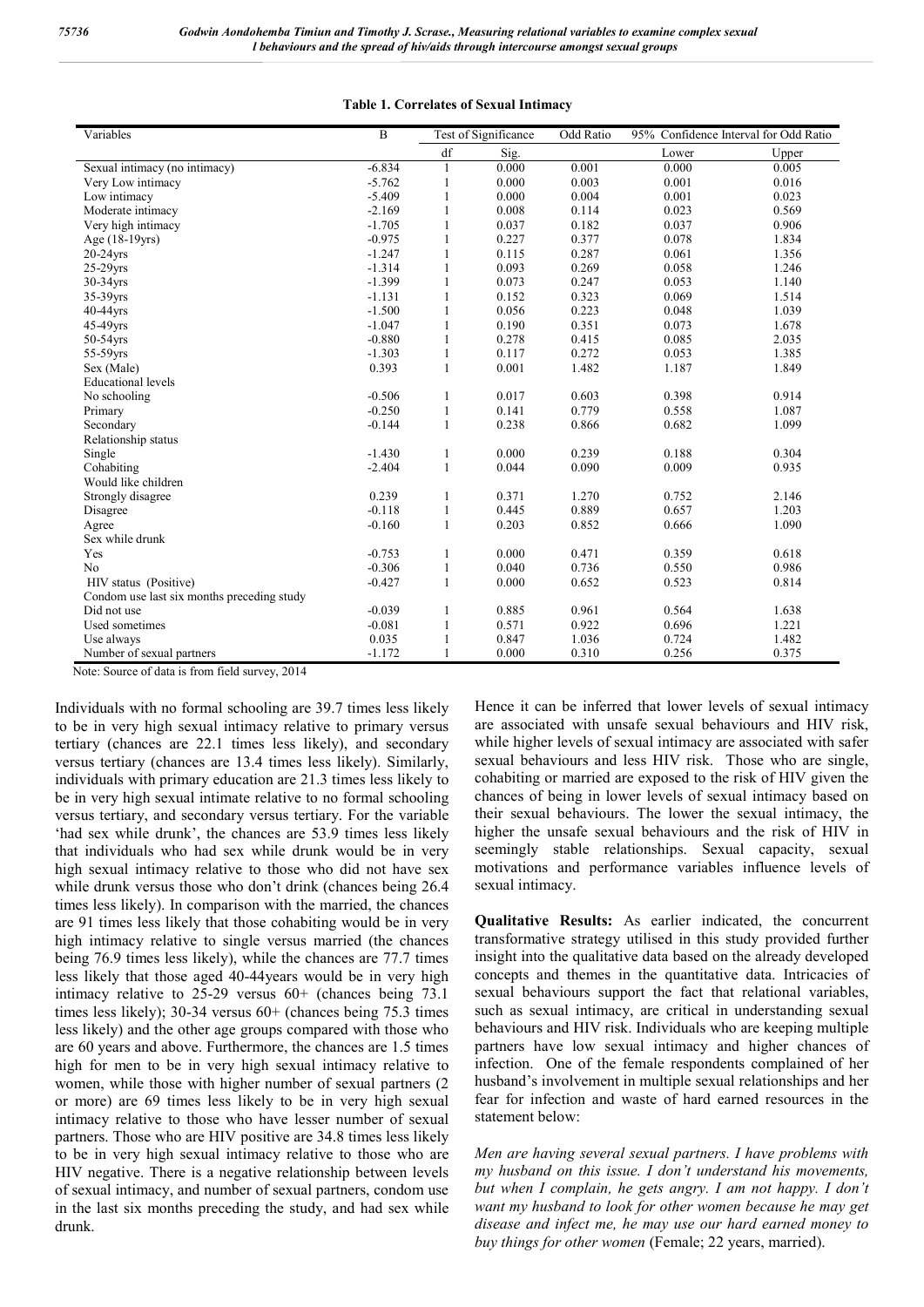**Table 1. Correlates of Sexual Intimacy**

| Variables | B | Test of Significance | | Odd Ratio | 95% Confidence Interval for Odd Ratio | |
|---|---|---|---|---|---|---|
| | | df | Sig. | | Lower | Upper |
| Sexual intimacy (no intimacy) | -6.834 | 1 | 0.000 | 0.001 | 0.000 | 0.005 |
| Very Low intimacy | -5.762 | 1 | 0.000 | 0.003 | 0.001 | 0.016 |
| Low intimacy | -5.409 | 1 | 0.000 | 0.004 | 0.001 | 0.023 |
| Moderate intimacy | -2.169 | 1 | 0.008 | 0.114 | 0.023 | 0.569 |
| Very high intimacy | -1.705 | 1 | 0.037 | 0.182 | 0.037 | 0.906 |
| Age (18-19yrs) | -0.975 | 1 | 0.227 | 0.377 | 0.078 | 1.834 |
| 20-24yrs | -1.247 | 1 | 0.115 | 0.287 | 0.061 | 1.356 |
| 25-29yrs | -1.314 | 1 | 0.093 | 0.269 | 0.058 | 1.246 |
| 30-34yrs | -1.399 | 1 | 0.073 | 0.247 | 0.053 | 1.140 |
| 35-39yrs | -1.131 | 1 | 0.152 | 0.323 | 0.069 | 1.514 |
| 40-44yrs | -1.500 | 1 | 0.056 | 0.223 | 0.048 | 1.039 |
| 45-49yrs | -1.047 | 1 | 0.190 | 0.351 | 0.073 | 1.678 |
| 50-54yrs | -0.880 | 1 | 0.278 | 0.415 | 0.085 | 2.035 |
| 55-59yrs | -1.303 | 1 | 0.117 | 0.272 | 0.053 | 1.385 |
| Sex (Male) | 0.393 | 1 | 0.001 | 1.482 | 1.187 | 1.849 |
| Educational levels | | | | | | |
| No schooling | -0.506 | 1 | 0.017 | 0.603 | 0.398 | 0.914 |
| Primary | -0.250 | 1 | 0.141 | 0.779 | 0.558 | 1.087 |
| Secondary | -0.144 | 1 | 0.238 | 0.866 | 0.682 | 1.099 |
| Relationship status | | | | | | |
| Single | -1.430 | 1 | 0.000 | 0.239 | 0.188 | 0.304 |
| Cohabiting | -2.404 | 1 | 0.044 | 0.090 | 0.009 | 0.935 |
| Would like children | | | | | | |
| Strongly disagree | 0.239 | 1 | 0.371 | 1.270 | 0.752 | 2.146 |
| Disagree | -0.118 | 1 | 0.445 | 0.889 | 0.657 | 1.203 |
| Agree | -0.160 | 1 | 0.203 | 0.852 | 0.666 | 1.090 |
| Sex while drunk | | | | | | |
| Yes | -0.753 | 1 | 0.000 | 0.471 | 0.359 | 0.618 |
| No | -0.306 | 1 | 0.040 | 0.736 | 0.550 | 0.986 |
| HIV status (Positive) | -0.427 | 1 | 0.000 | 0.652 | 0.523 | 0.814 |
| Condom use last six months preceding study | | | | | | |
| Did not use | -0.039 | 1 | 0.885 | 0.961 | 0.564 | 1.638 |
| Used sometimes | -0.081 | 1 | 0.571 | 0.922 | 0.696 | 1.221 |
| Use always | 0.035 | 1 | 0.847 | 1.036 | 0.724 | 1.482 |
| Number of sexual partners | -1.172 | 1 | 0.000 | 0.310 | 0.256 | 0.375 |

Note: Source of data is from field survey, 2014

Individuals with no formal schooling are 39.7 times less likely to be in very high sexual intimacy relative to primary versus tertiary (chances are 22.1 times less likely), and secondary versus tertiary (chances are 13.4 times less likely). Similarly, individuals with primary education are 21.3 times less likely to be in very high sexual intimate relative to no formal schooling versus tertiary, and secondary versus tertiary. For the variable 'had sex while drunk', the chances are 53.9 times less likely that individuals who had sex while drunk would be in very high sexual intimacy relative to those who did not have sex while drunk versus those who don't drink (chances being 26.4 times less likely). In comparison with the married, the chances are 91 times less likely that those cohabiting would be in very high intimacy relative to single versus married (the chances being 76.9 times less likely), while the chances are 77.7 times less likely that those aged 40-44years would be in very high intimacy relative to 25-29 versus 60+ (chances being 73.1 times less likely); 30-34 versus 60+ (chances being 75.3 times less likely) and the other age groups compared with those who are 60 years and above. Furthermore, the chances are 1.5 times high for men to be in very high sexual intimacy relative to women, while those with higher number of sexual partners (2 or more) are 69 times less likely to be in very high sexual intimacy relative to those who have lesser number of sexual partners. Those who are HIV positive are 34.8 times less likely to be in very high sexual intimacy relative to those who are HIV negative. There is a negative relationship between levels of sexual intimacy, and number of sexual partners, condom use in the last six months preceding the study, and had sex while drunk.

Hence it can be inferred that lower levels of sexual intimacy are associated with unsafe sexual behaviours and HIV risk, while higher levels of sexual intimacy are associated with safer sexual behaviours and less HIV risk. Those who are single, cohabiting or married are exposed to the risk of HIV given the chances of being in lower levels of sexual intimacy based on their sexual behaviours. The lower the sexual intimacy, the higher the unsafe sexual behaviours and the risk of HIV in seemingly stable relationships. Sexual capacity, sexual motivations and performance variables influence levels of sexual intimacy.

**Qualitative Results:** As earlier indicated, the concurrent transformative strategy utilised in this study provided further insight into the qualitative data based on the already developed concepts and themes in the quantitative data. Intricacies of sexual behaviours support the fact that relational variables, such as sexual intimacy, are critical in understanding sexual behaviours and HIV risk. Individuals who are keeping multiple partners have low sexual intimacy and higher chances of infection. One of the female respondents complained of her husband's involvement in multiple sexual relationships and her fear for infection and waste of hard earned resources in the statement below:

*Men are having several sexual partners. I have problems with my husband on this issue. I don't understand his movements, but when I complain, he gets angry. I am not happy. I don't want my husband to look for other women because he may get disease and infect me, he may use our hard earned money to buy things for other women* (Female; 22 years, married).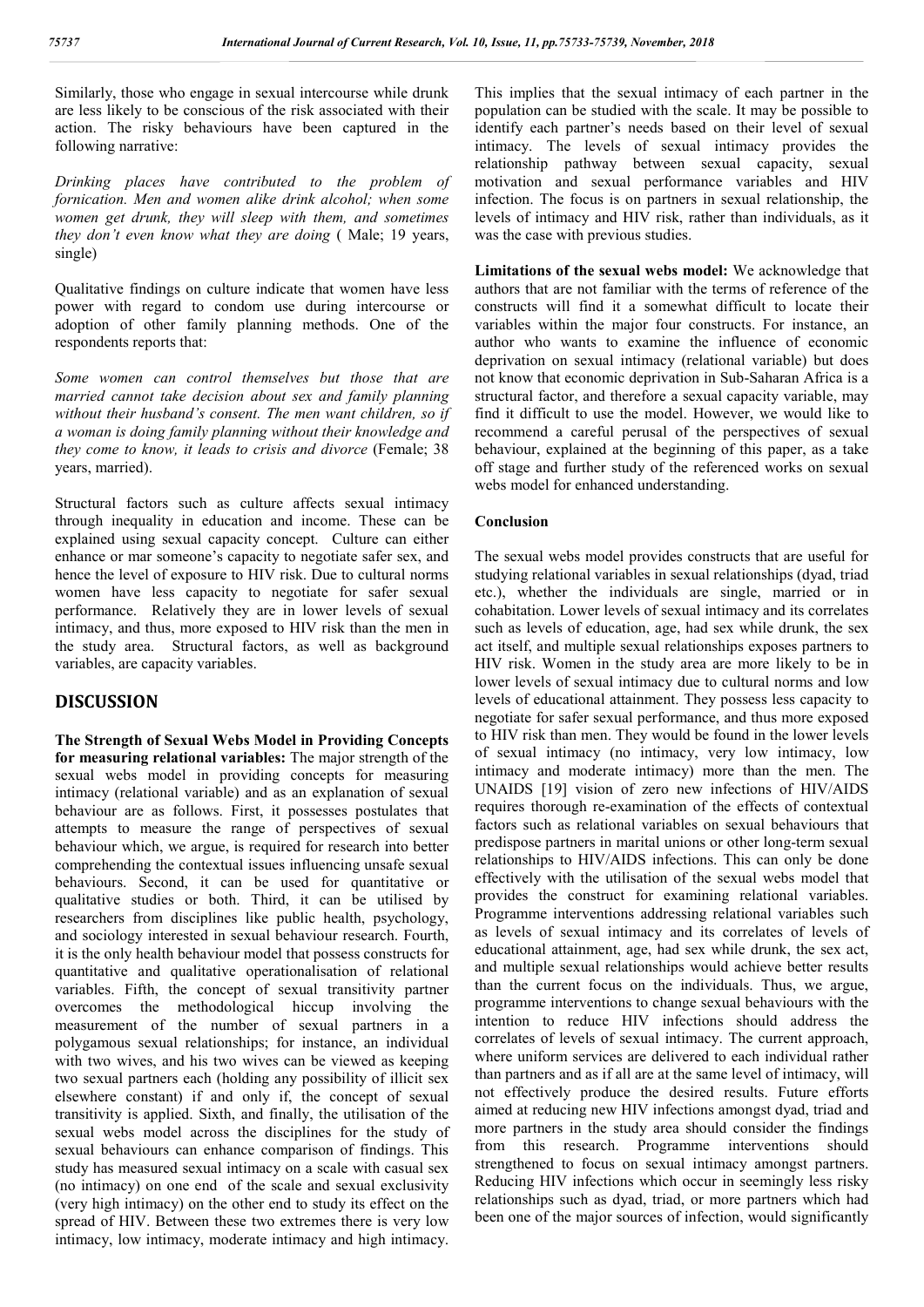Similarly, those who engage in sexual intercourse while drunk are less likely to be conscious of the risk associated with their action. The risky behaviours have been captured in the following narrative:

*Drinking places have contributed to the problem of fornication. Men and women alike drink alcohol; when some women get drunk, they will sleep with them, and sometimes they don't even know what they are doing* ( Male; 19 years, single)

Qualitative findings on culture indicate that women have less power with regard to condom use during intercourse or adoption of other family planning methods. One of the respondents reports that:

*Some women can control themselves but those that are married cannot take decision about sex and family planning without their husband's consent. The men want children, so if a woman is doing family planning without their knowledge and they come to know, it leads to crisis and divorce* (Female; 38 years, married).

Structural factors such as culture affects sexual intimacy through inequality in education and income. These can be explained using sexual capacity concept. Culture can either enhance or mar someone's capacity to negotiate safer sex, and hence the level of exposure to HIV risk. Due to cultural norms women have less capacity to negotiate for safer sexual performance. Relatively they are in lower levels of sexual intimacy, and thus, more exposed to HIV risk than the men in the study area. Structural factors, as well as background variables, are capacity variables.

## DISCUSSION

**The Strength of Sexual Webs Model in Providing Concepts for measuring relational variables:** The major strength of the sexual webs model in providing concepts for measuring intimacy (relational variable) and as an explanation of sexual behaviour are as follows. First, it possesses postulates that attempts to measure the range of perspectives of sexual behaviour which, we argue, is required for research into better comprehending the contextual issues influencing unsafe sexual behaviours. Second, it can be used for quantitative or qualitative studies or both. Third, it can be utilised by researchers from disciplines like public health, psychology, and sociology interested in sexual behaviour research. Fourth, it is the only health behaviour model that possess constructs for quantitative and qualitative operationalisation of relational variables. Fifth, the concept of sexual transitivity partner overcomes the methodological hiccup involving the measurement of the number of sexual partners in a polygamous sexual relationships; for instance, an individual with two wives, and his two wives can be viewed as keeping two sexual partners each (holding any possibility of illicit sex elsewhere constant) if and only if, the concept of sexual transitivity is applied. Sixth, and finally, the utilisation of the sexual webs model across the disciplines for the study of sexual behaviours can enhance comparison of findings. This study has measured sexual intimacy on a scale with casual sex (no intimacy) on one end of the scale and sexual exclusivity (very high intimacy) on the other end to study its effect on the spread of HIV. Between these two extremes there is very low intimacy, low intimacy, moderate intimacy and high intimacy. This implies that the sexual intimacy of each partner in the population can be studied with the scale. It may be possible to identify each partner's needs based on their level of sexual intimacy. The levels of sexual intimacy provides the relationship pathway between sexual capacity, sexual motivation and sexual performance variables and HIV infection. The focus is on partners in sexual relationship, the levels of intimacy and HIV risk, rather than individuals, as it was the case with previous studies.

**Limitations of the sexual webs model:** We acknowledge that authors that are not familiar with the terms of reference of the constructs will find it a somewhat difficult to locate their variables within the major four constructs. For instance, an author who wants to examine the influence of economic deprivation on sexual intimacy (relational variable) but does not know that economic deprivation in Sub-Saharan Africa is a structural factor, and therefore a sexual capacity variable, may find it difficult to use the model. However, we would like to recommend a careful perusal of the perspectives of sexual behaviour, explained at the beginning of this paper, as a take off stage and further study of the referenced works on sexual webs model for enhanced understanding.

### Conclusion

The sexual webs model provides constructs that are useful for studying relational variables in sexual relationships (dyad, triad etc.), whether the individuals are single, married or in cohabitation. Lower levels of sexual intimacy and its correlates such as levels of education, age, had sex while drunk, the sex act itself, and multiple sexual relationships exposes partners to HIV risk. Women in the study area are more likely to be in lower levels of sexual intimacy due to cultural norms and low levels of educational attainment. They possess less capacity to negotiate for safer sexual performance, and thus more exposed to HIV risk than men. They would be found in the lower levels of sexual intimacy (no intimacy, very low intimacy, low intimacy and moderate intimacy) more than the men. The UNAIDS [19] vision of zero new infections of HIV/AIDS requires thorough re-examination of the effects of contextual factors such as relational variables on sexual behaviours that predispose partners in marital unions or other long-term sexual relationships to HIV/AIDS infections. This can only be done effectively with the utilisation of the sexual webs model that provides the construct for examining relational variables. Programme interventions addressing relational variables such as levels of sexual intimacy and its correlates of levels of educational attainment, age, had sex while drunk, the sex act, and multiple sexual relationships would achieve better results than the current focus on the individuals. Thus, we argue, programme interventions to change sexual behaviours with the intention to reduce HIV infections should address the correlates of levels of sexual intimacy. The current approach, where uniform services are delivered to each individual rather than partners and as if all are at the same level of intimacy, will not effectively produce the desired results. Future efforts aimed at reducing new HIV infections amongst dyad, triad and more partners in the study area should consider the findings from this research. Programme interventions should strengthened to focus on sexual intimacy amongst partners. Reducing HIV infections which occur in seemingly less risky relationships such as dyad, triad, or more partners which had been one of the major sources of infection, would significantly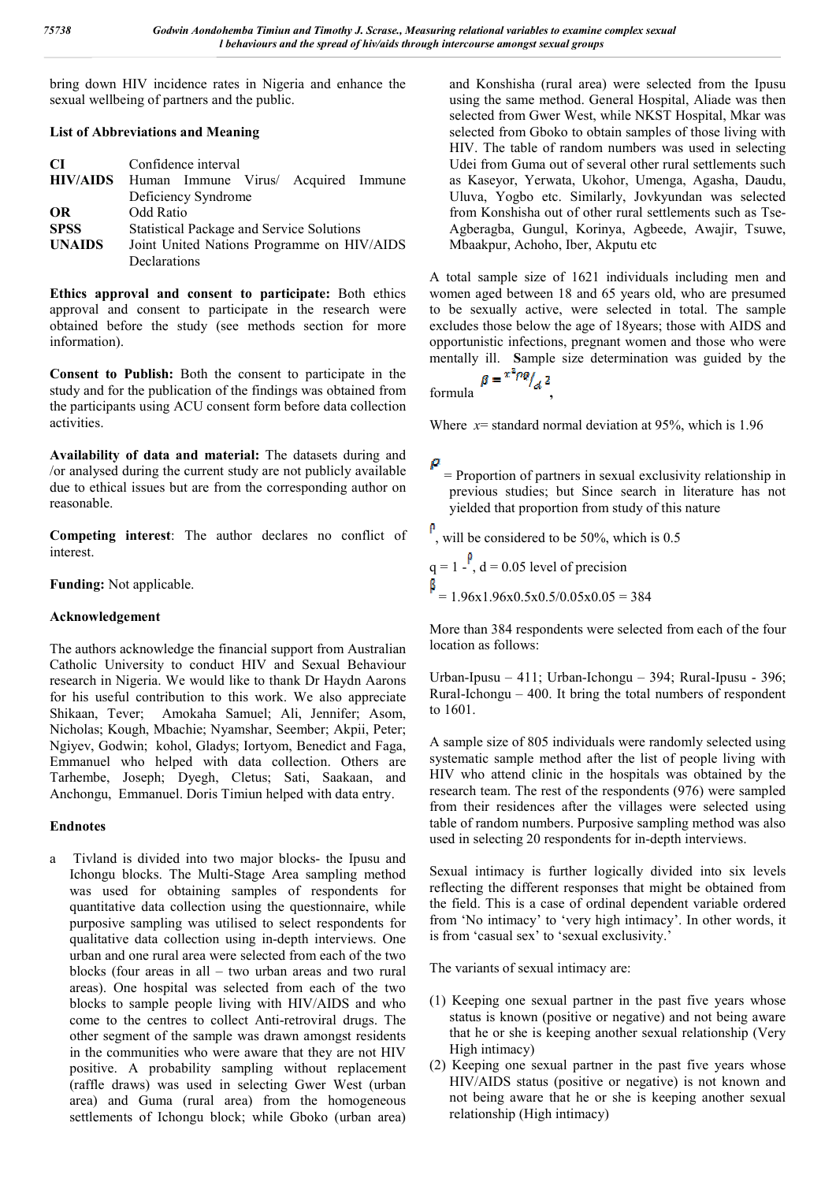bring down HIV incidence rates in Nigeria and enhance the sexual wellbeing of partners and the public.

### List of Abbreviations and Meaning

| | |
|---|---|
| **CI** | Confidence interval |
| **HIV/AIDS** | Human Immune Virus/ Acquired Immune Deficiency Syndrome |
| **OR** | Odd Ratio |
| **SPSS** | Statistical Package and Service Solutions |
| **UNAIDS** | Joint United Nations Programme on HIV/AIDS Declarations |

**Ethics approval and consent to participate:** Both ethics approval and consent to participate in the research were obtained before the study (see methods section for more information).

**Consent to Publish:** Both the consent to participate in the study and for the publication of the findings was obtained from the participants using ACU consent form before data collection activities.

**Availability of data and material:** The datasets during and /or analysed during the current study are not publicly available due to ethical issues but are from the corresponding author on reasonable.

**Competing interest**: The author declares no conflict of interest.

**Funding:** Not applicable.

### Acknowledgement

The authors acknowledge the financial support from Australian Catholic University to conduct HIV and Sexual Behaviour research in Nigeria. We would like to thank Dr Haydn Aarons for his useful contribution to this work. We also appreciate Shikaan, Tever; Amokaha Samuel; Ali, Jennifer; Asom, Nicholas; Kough, Mbachie; Nyamshar, Seember; Akpii, Peter; Ngiyev, Godwin; kohol, Gladys; Iortyom, Benedict and Faga, Emmanuel who helped with data collection. Others are Tarhembe, Joseph; Dyegh, Cletus; Sati, Saakaan, and Anchongu, Emmanuel. Doris Timiun helped with data entry.

### Endnotes

a Tivland is divided into two major blocks- the Ipusu and Ichongu blocks. The Multi-Stage Area sampling method was used for obtaining samples of respondents for quantitative data collection using the questionnaire, while purposive sampling was utilised to select respondents for qualitative data collection using in-depth interviews. One urban and one rural area were selected from each of the two blocks (four areas in all – two urban areas and two rural areas). One hospital was selected from each of the two blocks to sample people living with HIV/AIDS and who come to the centres to collect Anti-retroviral drugs. The other segment of the sample was drawn amongst residents in the communities who were aware that they are not HIV positive. A probability sampling without replacement (raffle draws) was used in selecting Gwer West (urban area) and Guma (rural area) from the homogeneous settlements of Ichongu block; while Gboko (urban area) and Konshisha (rural area) were selected from the Ipusu using the same method. General Hospital, Aliade was then selected from Gwer West, while NKST Hospital, Mkar was selected from Gboko to obtain samples of those living with HIV. The table of random numbers was used in selecting Udei from Guma out of several other rural settlements such as Kaseyor, Yerwata, Ukohor, Umenga, Agasha, Daudu, Uluva, Yogbo etc. Similarly, Jovkyundan was selected from Konshisha out of other rural settlements such as Tse-Agberagba, Gungul, Korinya, Agbeede, Awajir, Tsuwe, Mbaakpur, Achoho, Iber, Akputu etc

A total sample size of 1621 individuals including men and women aged between 18 and 65 years old, who are presumed to be sexually active, were selected in total. The sample excludes those below the age of 18years; those with AIDS and opportunistic infections, pregnant women and those who were mentally ill. **S**ample size determination was guided by the formula $\beta = x^2pq/d^2$,

Where $x$= standard normal deviation at 95%, which is 1.96

$p$ = Proportion of partners in sexual exclusivity relationship in previous studies; but Since search in literature has not yielded that proportion from study of this nature

$p$, will be considered to be 50%, which is 0.5

$q = 1 - p$, $d = 0.05$ level of precision

$\beta$ = 1.96x1.96x0.5x0.5/0.05x0.05 = 384

More than 384 respondents were selected from each of the four location as follows:

Urban-Ipusu – 411; Urban-Ichongu – 394; Rural-Ipusu - 396; Rural-Ichongu – 400. It bring the total numbers of respondent to 1601.

A sample size of 805 individuals were randomly selected using systematic sample method after the list of people living with HIV who attend clinic in the hospitals was obtained by the research team. The rest of the respondents (976) were sampled from their residences after the villages were selected using table of random numbers. Purposive sampling method was also used in selecting 20 respondents for in-depth interviews.

Sexual intimacy is further logically divided into six levels reflecting the different responses that might be obtained from the field. This is a case of ordinal dependent variable ordered from 'No intimacy' to 'very high intimacy'. In other words, it is from 'casual sex' to 'sexual exclusivity.'

The variants of sexual intimacy are:

1. Keeping one sexual partner in the past five years whose status is known (positive or negative) and not being aware that he or she is keeping another sexual relationship (Very High intimacy)
2. Keeping one sexual partner in the past five years whose HIV/AIDS status (positive or negative) is not known and not being aware that he or she is keeping another sexual relationship (High intimacy)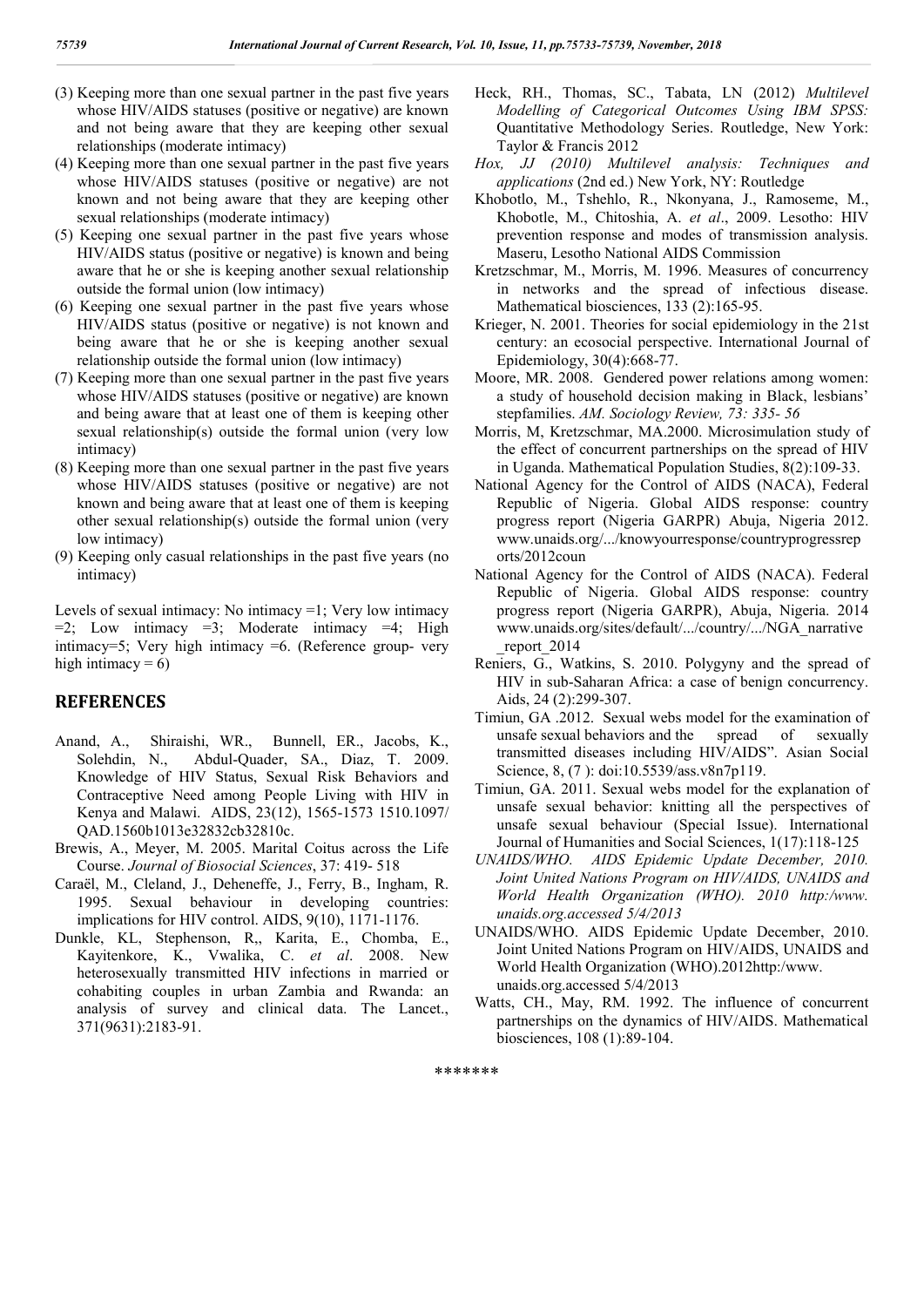(3) Keeping more than one sexual partner in the past five years whose HIV/AIDS statuses (positive or negative) are known and not being aware that they are keeping other sexual relationships (moderate intimacy)
(4) Keeping more than one sexual partner in the past five years whose HIV/AIDS statuses (positive or negative) are not known and not being aware that they are keeping other sexual relationships (moderate intimacy)
(5) Keeping one sexual partner in the past five years whose HIV/AIDS status (positive or negative) is known and being aware that he or she is keeping another sexual relationship outside the formal union (low intimacy)
(6) Keeping one sexual partner in the past five years whose HIV/AIDS status (positive or negative) is not known and being aware that he or she is keeping another sexual relationship outside the formal union (low intimacy)
(7) Keeping more than one sexual partner in the past five years whose HIV/AIDS statuses (positive or negative) are known and being aware that at least one of them is keeping other sexual relationship(s) outside the formal union (very low intimacy)
(8) Keeping more than one sexual partner in the past five years whose HIV/AIDS statuses (positive or negative) are not known and being aware that at least one of them is keeping other sexual relationship(s) outside the formal union (very low intimacy)
(9) Keeping only casual relationships in the past five years (no intimacy)

Levels of sexual intimacy: No intimacy =1; Very low intimacy =2; Low intimacy =3; Moderate intimacy =4; High intimacy=5; Very high intimacy =6. (Reference group- very high intimacy = 6)

## REFERENCES

Anand, A., Shiraishi, WR., Bunnell, ER., Jacobs, K., Solehdin, N., Abdul-Quader, SA., Diaz, T. 2009. Knowledge of HIV Status, Sexual Risk Behaviors and Contraceptive Need among People Living with HIV in Kenya and Malawi. AIDS, 23(12), 1565-1573 1510.1097/ QAD.1560b1013e32832cb32810c.

Brewis, A., Meyer, M. 2005. Marital Coitus across the Life Course. *Journal of Biosocial Sciences*, 37: 419- 518

Caraël, M., Cleland, J., Deheneffe, J., Ferry, B., Ingham, R. 1995. Sexual behaviour in developing countries: implications for HIV control. AIDS, 9(10), 1171-1176.

Dunkle, KL, Stephenson, R,, Karita, E., Chomba, E., Kayitenkore, K., Vwalika, C. *et al*. 2008. New heterosexually transmitted HIV infections in married or cohabiting couples in urban Zambia and Rwanda: an analysis of survey and clinical data. The Lancet., 371(9631):2183-91.

Heck, RH., Thomas, SC., Tabata, LN (2012) *Multilevel Modelling of Categorical Outcomes Using IBM SPSS:* Quantitative Methodology Series. Routledge, New York: Taylor & Francis 2012

*Hox, JJ (2010) Multilevel analysis: Techniques and applications* (2nd ed.) New York, NY: Routledge

Khobotlo, M., Tshehlo, R., Nkonyana, J., Ramoseme, M., Khobotle, M., Chitoshia, A. *et al*., 2009. Lesotho: HIV prevention response and modes of transmission analysis. Maseru, Lesotho National AIDS Commission

Kretzschmar, M., Morris, M. 1996. Measures of concurrency in networks and the spread of infectious disease. Mathematical biosciences, 133 (2):165-95.

Krieger, N. 2001. Theories for social epidemiology in the 21st century: an ecosocial perspective. International Journal of Epidemiology, 30(4):668-77.

Moore, MR. 2008. Gendered power relations among women: a study of household decision making in Black, lesbians' stepfamilies. *AM. Sociology Review, 73: 335- 56*

Morris, M, Kretzschmar, MA.2000. Microsimulation study of the effect of concurrent partnerships on the spread of HIV in Uganda. Mathematical Population Studies, 8(2):109-33.

National Agency for the Control of AIDS (NACA), Federal Republic of Nigeria. Global AIDS response: country progress report (Nigeria GARPR) Abuja, Nigeria 2012. www.unaids.org/.../knowyourresponse/countryprogressreports/2012coun

National Agency for the Control of AIDS (NACA). Federal Republic of Nigeria. Global AIDS response: country progress report (Nigeria GARPR), Abuja, Nigeria. 2014 www.unaids.org/sites/default/.../country/.../NGA_narrative_report_2014

Reniers, G., Watkins, S. 2010. Polygyny and the spread of HIV in sub-Saharan Africa: a case of benign concurrency. Aids, 24 (2):299-307.

Timiun, GA .2012. Sexual webs model for the examination of unsafe sexual behaviors and the spread of sexually transmitted diseases including HIV/AIDS". Asian Social Science, 8, (7 ): doi:10.5539/ass.v8n7p119.

Timiun, GA. 2011. Sexual webs model for the explanation of unsafe sexual behavior: knitting all the perspectives of unsafe sexual behaviour (Special Issue). International Journal of Humanities and Social Sciences, 1(17):118-125

*UNAIDS/WHO. AIDS Epidemic Update December, 2010. Joint United Nations Program on HIV/AIDS, UNAIDS and World Health Organization (WHO). 2010 http:/www. unaids.org.accessed 5/4/2013*

UNAIDS/WHO. AIDS Epidemic Update December, 2010. Joint United Nations Program on HIV/AIDS, UNAIDS and World Health Organization (WHO).2012http:/www. unaids.org.accessed 5/4/2013

Watts, CH., May, RM. 1992. The influence of concurrent partnerships on the dynamics of HIV/AIDS. Mathematical biosciences, 108 (1):89-104.

*******